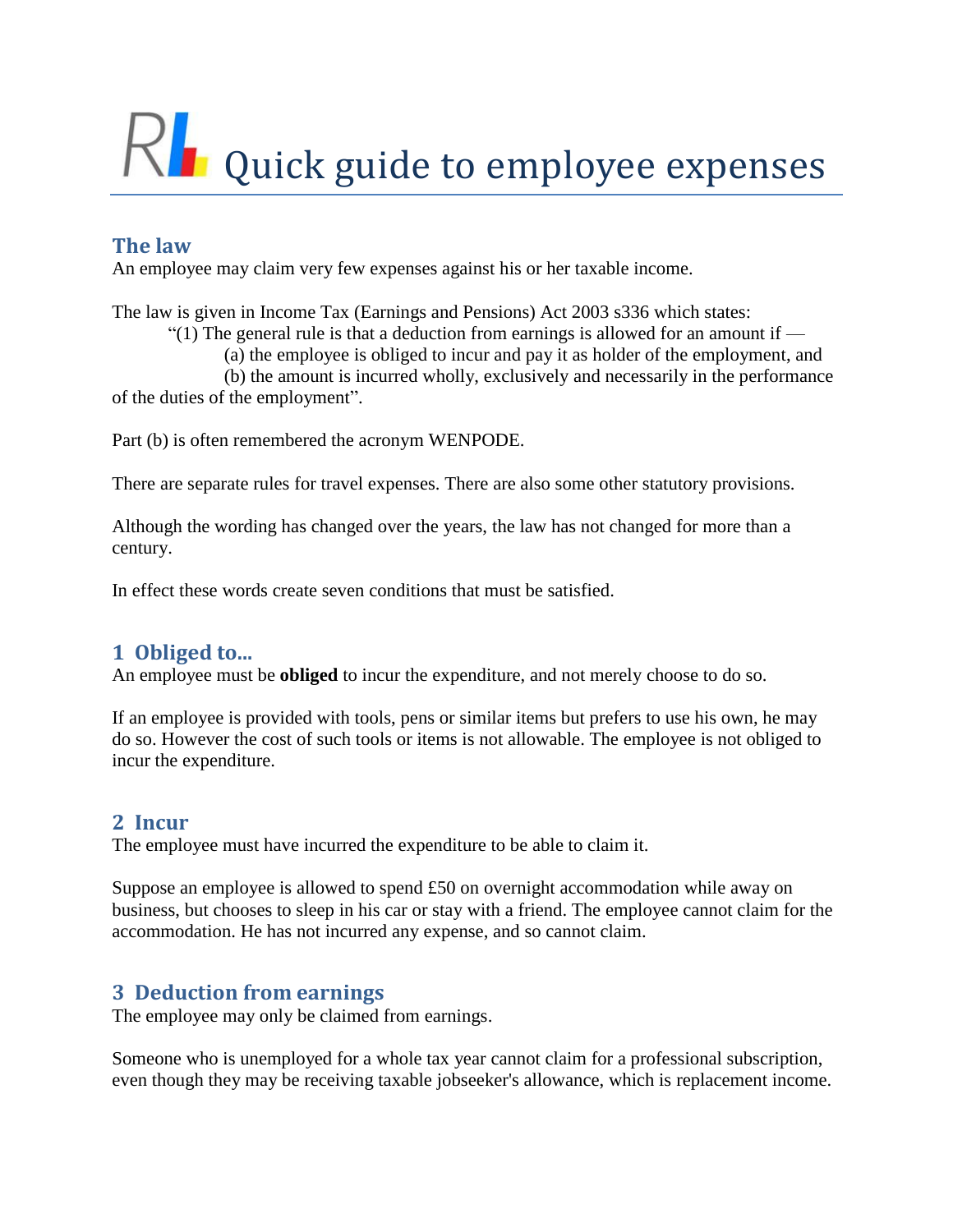# Quick guide to employee expenses

## The law

An employee may claim very few expenses against his or her taxable income.

The law is given in Income Tax (Earnings and Pensions) Act 2003 s336 which states:

> "(1) The general rule is that a deduction from earnings is allowed for an amount if —
>
> (a) the employee is obliged to incur and pay it as holder of the employment, and
>
> (b) the amount is incurred wholly, exclusively and necessarily in the performance of the duties of the employment".

Part (b) is often remembered the acronym WENPODE.

There are separate rules for travel expenses. There are also some other statutory provisions.

Although the wording has changed over the years, the law has not changed for more than a century.

In effect these words create seven conditions that must be satisfied.

## 1 Obliged to...

An employee must be **obliged** to incur the expenditure, and not merely choose to do so.

If an employee is provided with tools, pens or similar items but prefers to use his own, he may do so. However the cost of such tools or items is not allowable. The employee is not obliged to incur the expenditure.

## 2 Incur

The employee must have incurred the expenditure to be able to claim it.

Suppose an employee is allowed to spend £50 on overnight accommodation while away on business, but chooses to sleep in his car or stay with a friend. The employee cannot claim for the accommodation. He has not incurred any expense, and so cannot claim.

## 3 Deduction from earnings

The employee may only be claimed from earnings.

Someone who is unemployed for a whole tax year cannot claim for a professional subscription, even though they may be receiving taxable jobseeker's allowance, which is replacement income.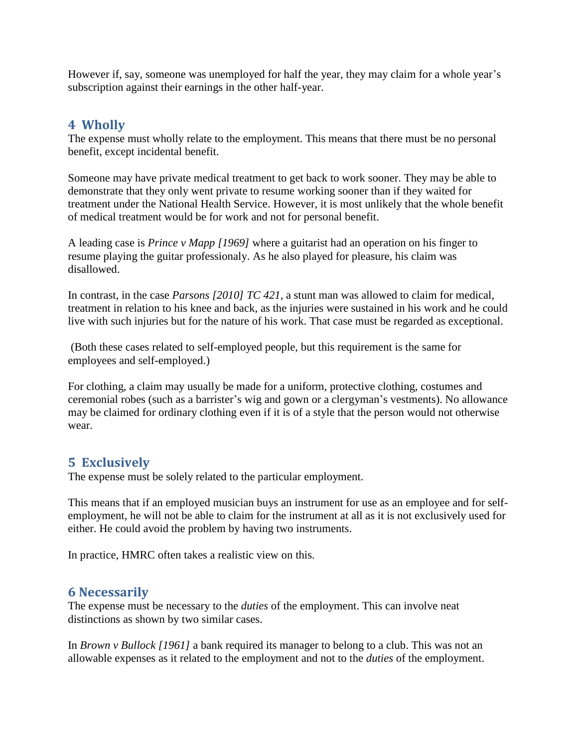However if, say, someone was unemployed for half the year, they may claim for a whole year's subscription against their earnings in the other half-year.

## 4 Wholly

The expense must wholly relate to the employment. This means that there must be no personal benefit, except incidental benefit.

Someone may have private medical treatment to get back to work sooner. They may be able to demonstrate that they only went private to resume working sooner than if they waited for treatment under the National Health Service. However, it is most unlikely that the whole benefit of medical treatment would be for work and not for personal benefit.

A leading case is *Prince v Mapp [1969]* where a guitarist had an operation on his finger to resume playing the guitar professionaly. As he also played for pleasure, his claim was disallowed.

In contrast, in the case *Parsons [2010] TC 421*, a stunt man was allowed to claim for medical, treatment in relation to his knee and back, as the injuries were sustained in his work and he could live with such injuries but for the nature of his work. That case must be regarded as exceptional.

(Both these cases related to self-employed people, but this requirement is the same for employees and self-employed.)

For clothing, a claim may usually be made for a uniform, protective clothing, costumes and ceremonial robes (such as a barrister's wig and gown or a clergyman's vestments). No allowance may be claimed for ordinary clothing even if it is of a style that the person would not otherwise wear.

## 5 Exclusively

The expense must be solely related to the particular employment.

This means that if an employed musician buys an instrument for use as an employee and for self-employment, he will not be able to claim for the instrument at all as it is not exclusively used for either. He could avoid the problem by having two instruments.

In practice, HMRC often takes a realistic view on this.

## 6 Necessarily

The expense must be necessary to the *duties* of the employment. This can involve neat distinctions as shown by two similar cases.

In *Brown v Bullock [1961]* a bank required its manager to belong to a club. This was not an allowable expenses as it related to the employment and not to the *duties* of the employment.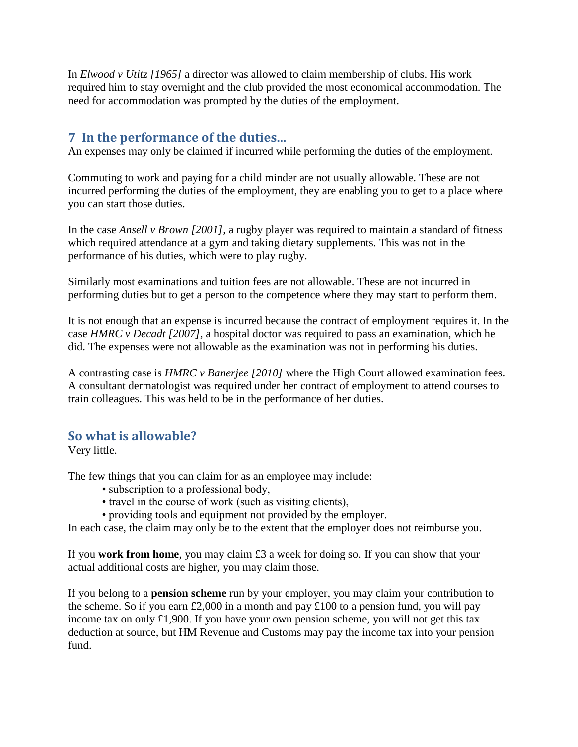In *Elwood v Utitz [1965]* a director was allowed to claim membership of clubs. His work required him to stay overnight and the club provided the most economical accommodation. The need for accommodation was prompted by the duties of the employment.

## 7 In the performance of the duties...

An expenses may only be claimed if incurred while performing the duties of the employment.

Commuting to work and paying for a child minder are not usually allowable. These are not incurred performing the duties of the employment, they are enabling you to get to a place where you can start those duties.

In the case *Ansell v Brown [2001]*, a rugby player was required to maintain a standard of fitness which required attendance at a gym and taking dietary supplements. This was not in the performance of his duties, which were to play rugby.

Similarly most examinations and tuition fees are not allowable. These are not incurred in performing duties but to get a person to the competence where they may start to perform them.

It is not enough that an expense is incurred because the contract of employment requires it. In the case *HMRC v Decadt [2007]*, a hospital doctor was required to pass an examination, which he did. The expenses were not allowable as the examination was not in performing his duties.

A contrasting case is *HMRC v Banerjee [2010]* where the High Court allowed examination fees. A consultant dermatologist was required under her contract of employment to attend courses to train colleagues. This was held to be in the performance of her duties.

## So what is allowable?

Very little.

The few things that you can claim for as an employee may include:

- subscription to a professional body,
- travel in the course of work (such as visiting clients),
- providing tools and equipment not provided by the employer.

In each case, the claim may only be to the extent that the employer does not reimburse you.

If you **work from home**, you may claim £3 a week for doing so. If you can show that your actual additional costs are higher, you may claim those.

If you belong to a **pension scheme** run by your employer, you may claim your contribution to the scheme. So if you earn £2,000 in a month and pay £100 to a pension fund, you will pay income tax on only £1,900. If you have your own pension scheme, you will not get this tax deduction at source, but HM Revenue and Customs may pay the income tax into your pension fund.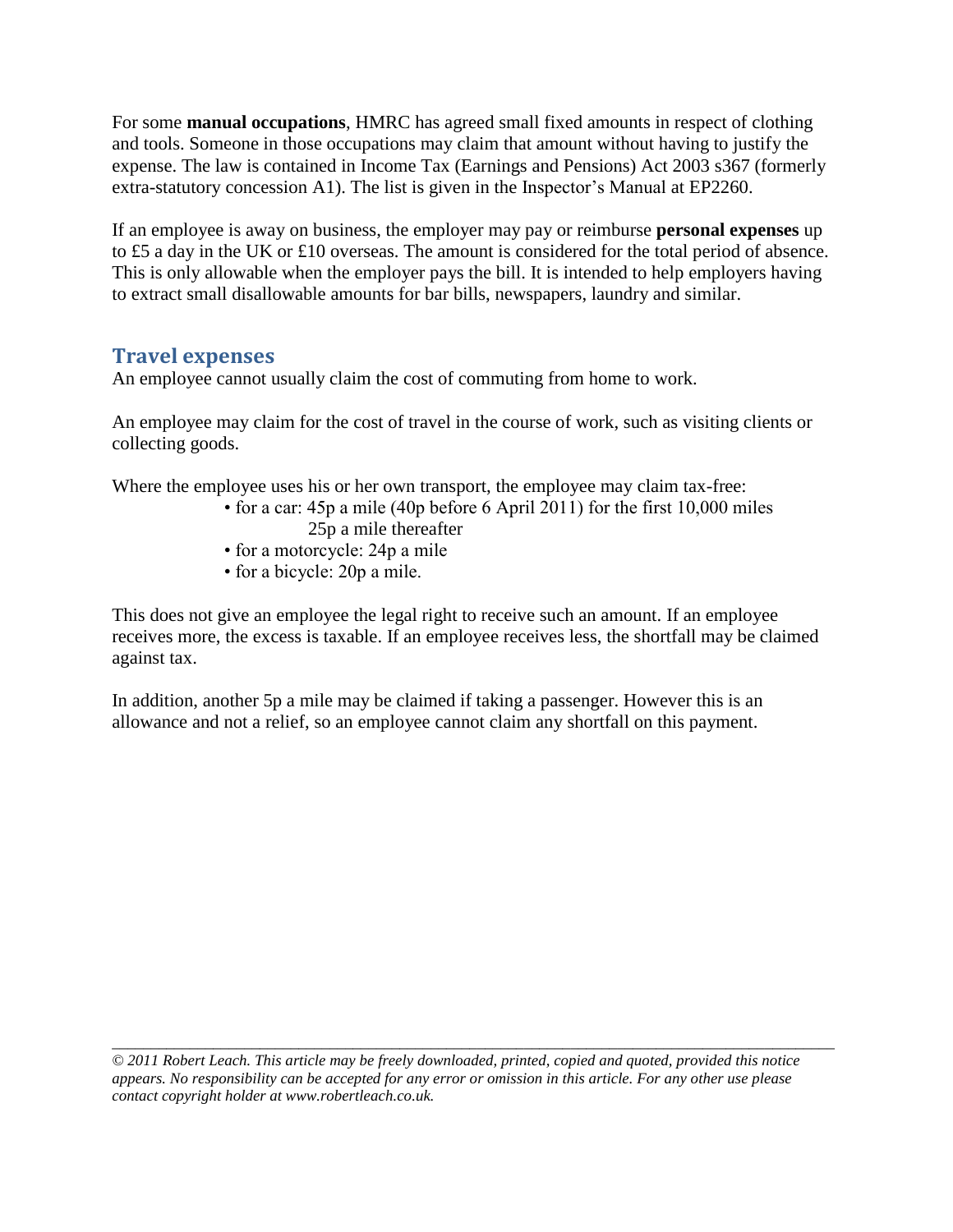For some **manual occupations**, HMRC has agreed small fixed amounts in respect of clothing and tools. Someone in those occupations may claim that amount without having to justify the expense. The law is contained in Income Tax (Earnings and Pensions) Act 2003 s367 (formerly extra-statutory concession A1). The list is given in the Inspector's Manual at EP2260.

If an employee is away on business, the employer may pay or reimburse **personal expenses** up to £5 a day in the UK or £10 overseas. The amount is considered for the total period of absence. This is only allowable when the employer pays the bill. It is intended to help employers having to extract small disallowable amounts for bar bills, newspapers, laundry and similar.

## Travel expenses

An employee cannot usually claim the cost of commuting from home to work.

An employee may claim for the cost of travel in the course of work, such as visiting clients or collecting goods.

Where the employee uses his or her own transport, the employee may claim tax-free:

- for a car: 45p a mile (40p before 6 April 2011) for the first 10,000 miles
  25p a mile thereafter
- for a motorcycle: 24p a mile
- for a bicycle: 20p a mile.

This does not give an employee the legal right to receive such an amount. If an employee receives more, the excess is taxable. If an employee receives less, the shortfall may be claimed against tax.

In addition, another 5p a mile may be claimed if taking a passenger. However this is an allowance and not a relief, so an employee cannot claim any shortfall on this payment.

*© 2011 Robert Leach. This article may be freely downloaded, printed, copied and quoted, provided this notice appears. No responsibility can be accepted for any error or omission in this article. For any other use please contact copyright holder at www.robertleach.co.uk.*